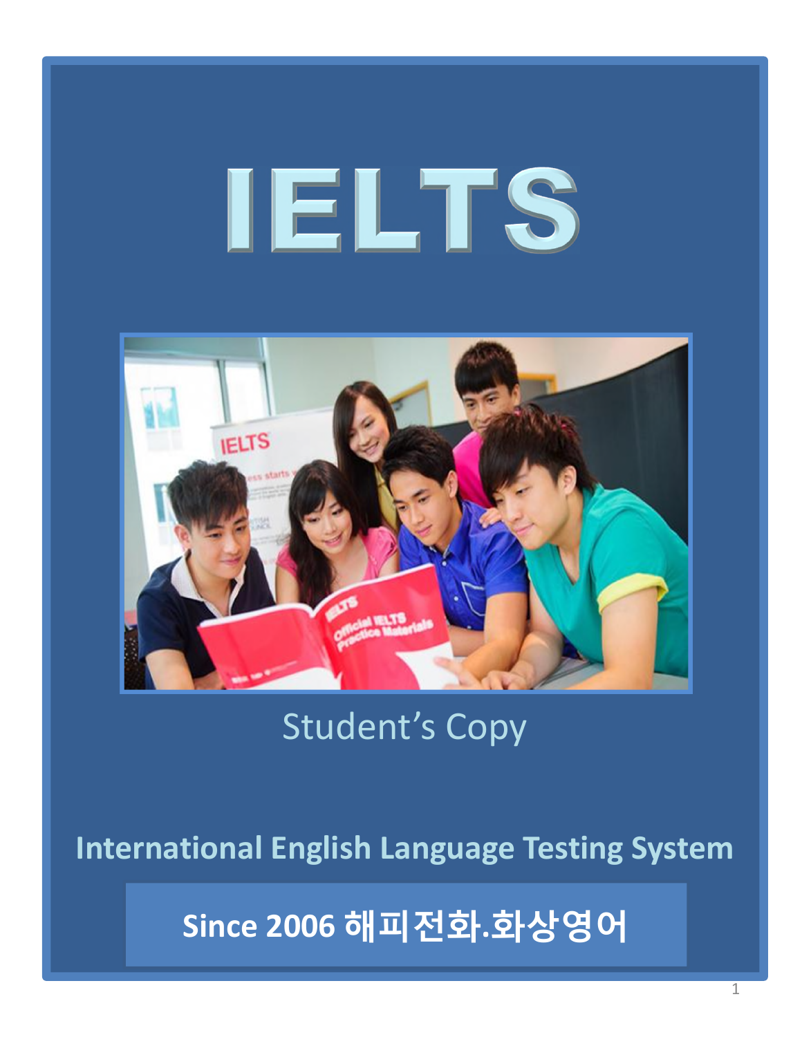# IELTS

Student's Copy

**International English Language Testing System**

**Since 2006 해피전화.화상영어**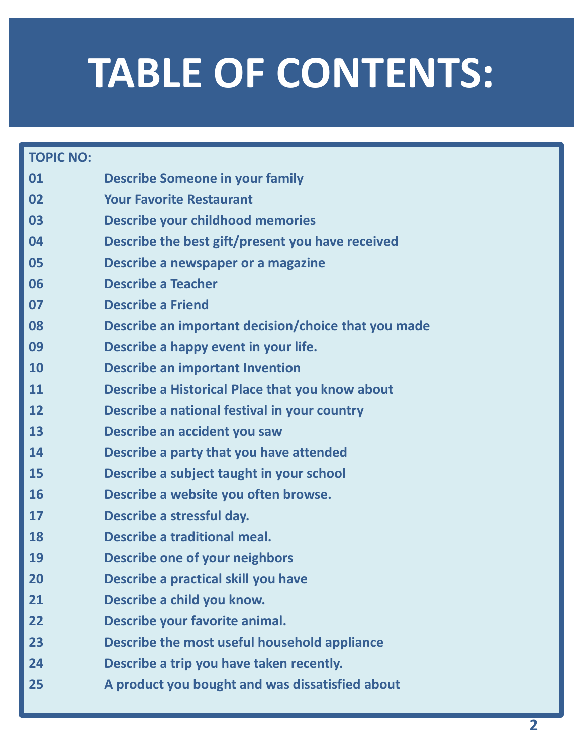# TABLE OF CONTENTS:

| TOPIC NO: | |
|---|---|
| 01 | Describe Someone in your family |
| 02 | Your Favorite Restaurant |
| 03 | Describe your childhood memories |
| 04 | Describe the best gift/present you have received |
| 05 | Describe a newspaper or a magazine |
| 06 | Describe a Teacher |
| 07 | Describe a Friend |
| 08 | Describe an important decision/choice that you made |
| 09 | Describe a happy event in your life. |
| 10 | Describe an important Invention |
| 11 | Describe a Historical Place that you know about |
| 12 | Describe a national festival in your country |
| 13 | Describe an accident you saw |
| 14 | Describe a party that you have attended |
| 15 | Describe a subject taught in your school |
| 16 | Describe a website you often browse. |
| 17 | Describe a stressful day. |
| 18 | Describe a traditional meal. |
| 19 | Describe one of your neighbors |
| 20 | Describe a practical skill you have |
| 21 | Describe a child you know. |
| 22 | Describe your favorite animal. |
| 23 | Describe the most useful household appliance |
| 24 | Describe a trip you have taken recently. |
| 25 | A product you bought and was dissatisfied about |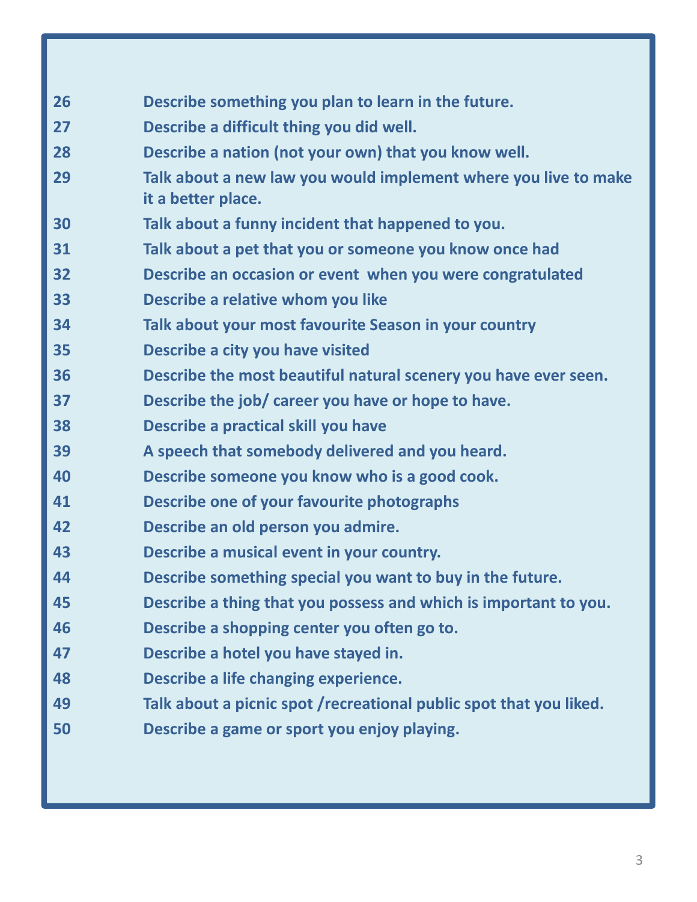| | |
|---|---|
| 26 | **Describe something you plan to learn in the future.** |
| 27 | **Describe a difficult thing you did well.** |
| 28 | **Describe a nation (not your own) that you know well.** |
| 29 | **Talk about a new law you would implement where you live to make it a better place.** |
| 30 | **Talk about a funny incident that happened to you.** |
| 31 | **Talk about a pet that you or someone you know once had** |
| 32 | **Describe an occasion or event  when you were congratulated** |
| 33 | **Describe a relative whom you like** |
| 34 | **Talk about your most favourite Season in your country** |
| 35 | **Describe a city you have visited** |
| 36 | **Describe the most beautiful natural scenery you have ever seen.** |
| 37 | **Describe the job/ career you have or hope to have.** |
| 38 | **Describe a practical skill you have** |
| 39 | **A speech that somebody delivered and you heard.** |
| 40 | **Describe someone you know who is a good cook.** |
| 41 | **Describe one of your favourite photographs** |
| 42 | **Describe an old person you admire.** |
| 43 | **Describe a musical event in your country.** |
| 44 | **Describe something special you want to buy in the future.** |
| 45 | **Describe a thing that you possess and which is important to you.** |
| 46 | **Describe a shopping center you often go to.** |
| 47 | **Describe a hotel you have stayed in.** |
| 48 | **Describe a life changing experience.** |
| 49 | **Talk about a picnic spot /recreational public spot that you liked.** |
| 50 | **Describe a game or sport you enjoy playing.** |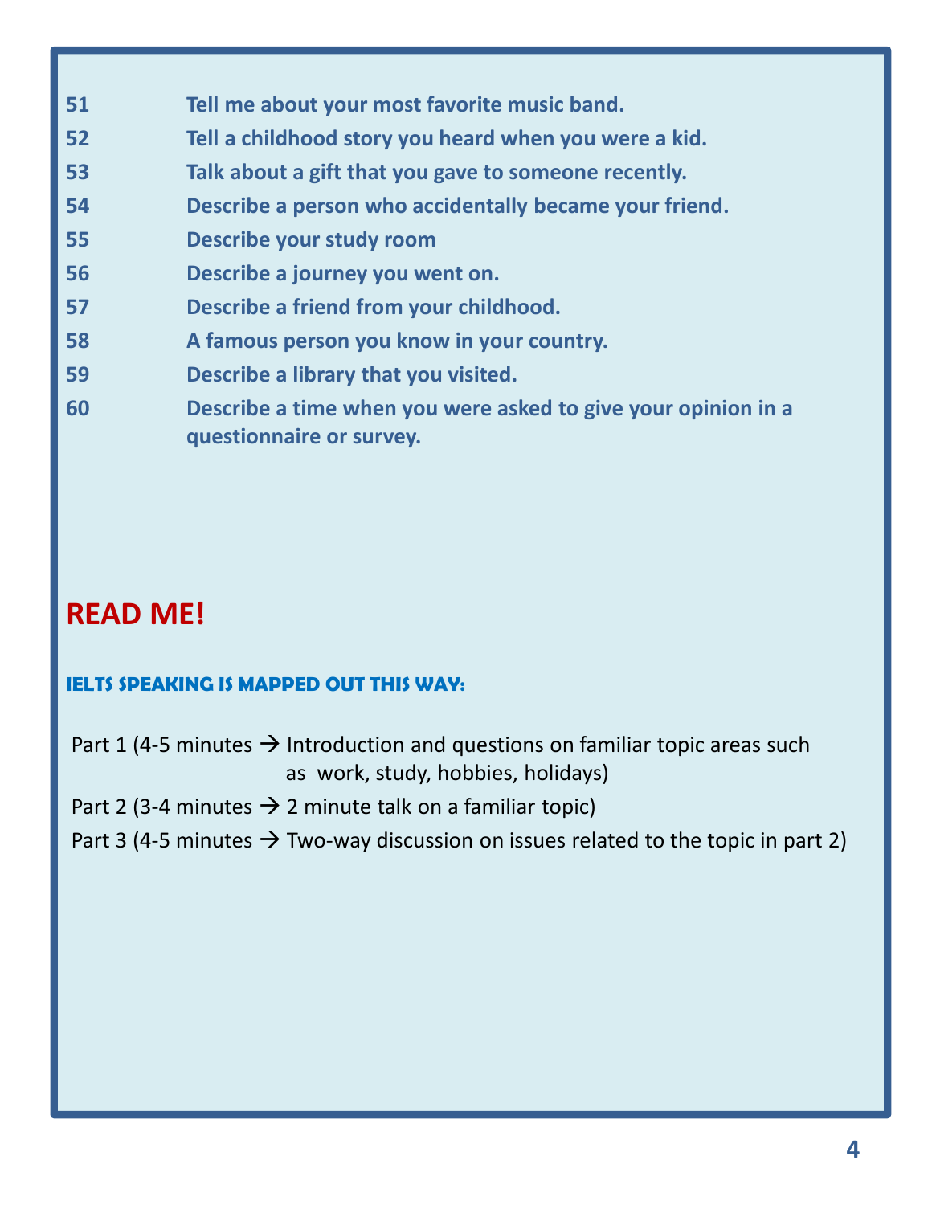| | |
|---|---|
| **51** | **Tell me about your most favorite music band.** |
| **52** | **Tell a childhood story you heard when you were a kid.** |
| **53** | **Talk about a gift that you gave to someone recently.** |
| **54** | **Describe a person who accidentally became your friend.** |
| **55** | **Describe your study room** |
| **56** | **Describe a journey you went on.** |
| **57** | **Describe a friend from your childhood.** |
| **58** | **A famous person you know in your country.** |
| **59** | **Describe a library that you visited.** |
| **60** | **Describe a time when you were asked to give your opinion in a questionnaire or survey.** |

## READ ME!

**IELTS SPEAKING IS MAPPED OUT THIS WAY:**

Part 1 (4-5 minutes → Introduction and questions on familiar topic areas such as work, study, hobbies, holidays)

Part 2 (3-4 minutes → 2 minute talk on a familiar topic)

Part 3 (4-5 minutes → Two-way discussion on issues related to the topic in part 2)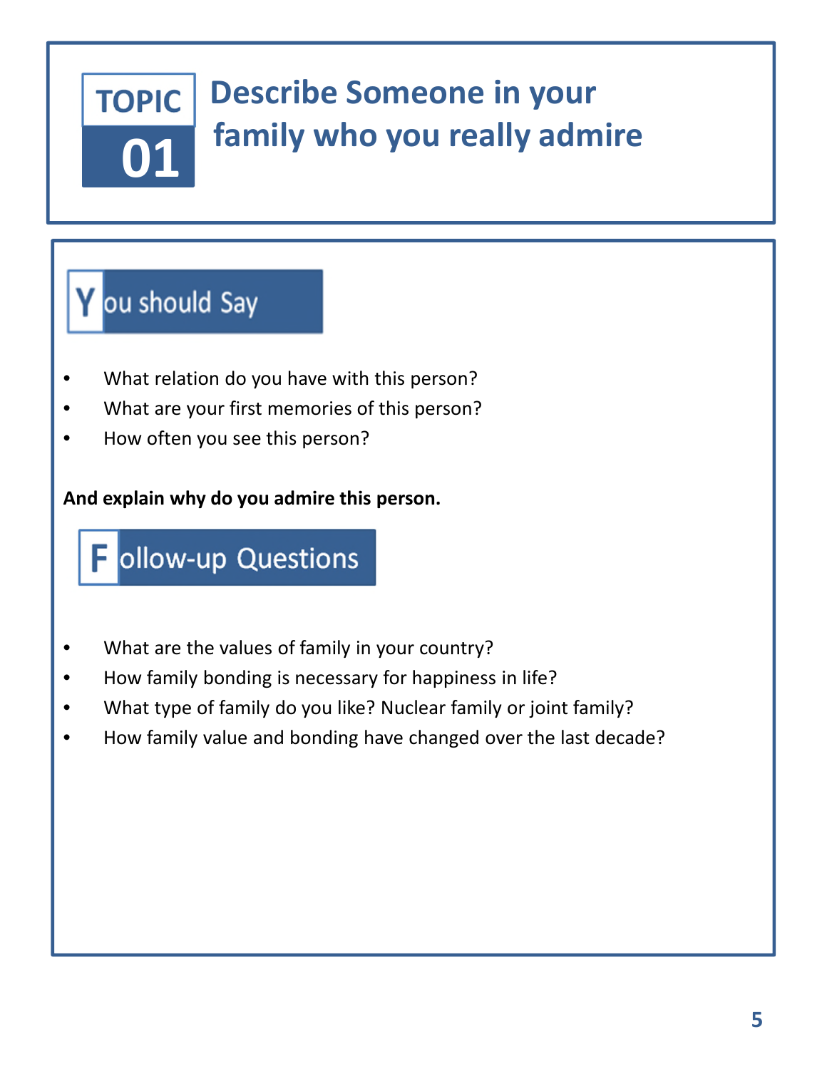# TOPIC 01

# Describe Someone in your family who you really admire

## You should Say

- What relation do you have with this person?
- What are your first memories of this person?
- How often you see this person?

**And explain why do you admire this person.**

## Follow-up Questions

- What are the values of family in your country?
- How family bonding is necessary for happiness in life?
- What type of family do you like? Nuclear family or joint family?
- How family value and bonding have changed over the last decade?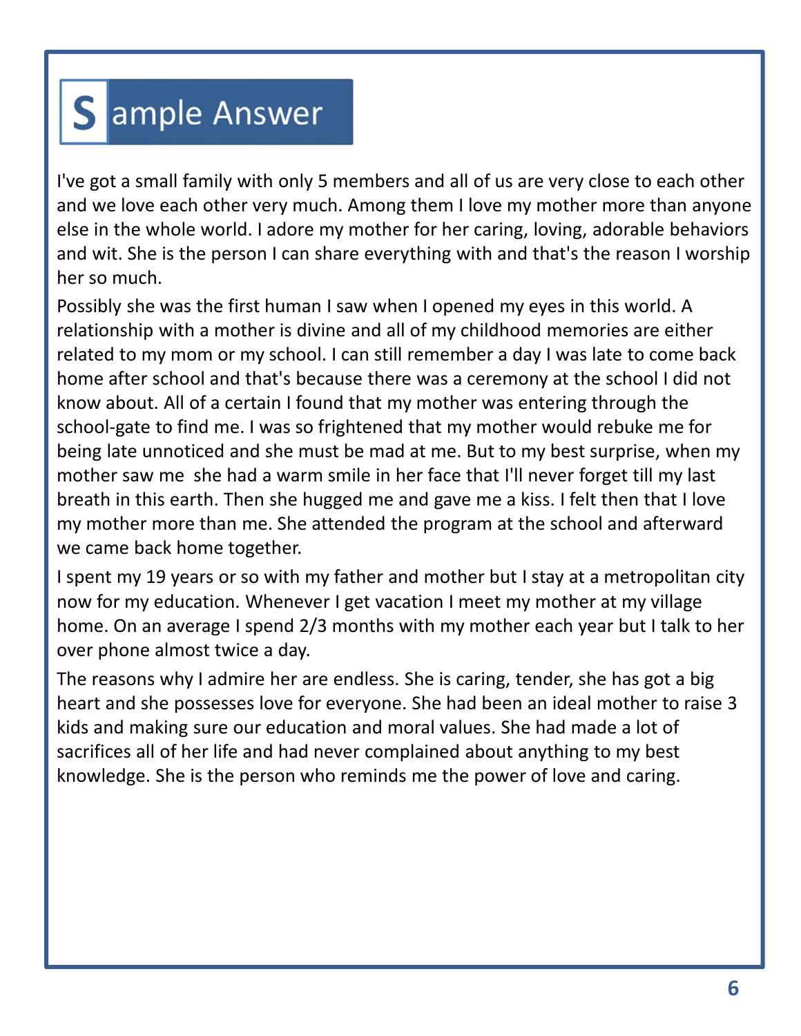# Sample Answer

I've got a small family with only 5 members and all of us are very close to each other and we love each other very much. Among them I love my mother more than anyone else in the whole world. I adore my mother for her caring, loving, adorable behaviors and wit. She is the person I can share everything with and that's the reason I worship her so much.

Possibly she was the first human I saw when I opened my eyes in this world. A relationship with a mother is divine and all of my childhood memories are either related to my mom or my school. I can still remember a day I was late to come back home after school and that's because there was a ceremony at the school I did not know about. All of a certain I found that my mother was entering through the school-gate to find me. I was so frightened that my mother would rebuke me for being late unnoticed and she must be mad at me. But to my best surprise, when my mother saw me she had a warm smile in her face that I'll never forget till my last breath in this earth. Then she hugged me and gave me a kiss. I felt then that I love my mother more than me. She attended the program at the school and afterward we came back home together.

I spent my 19 years or so with my father and mother but I stay at a metropolitan city now for my education. Whenever I get vacation I meet my mother at my village home. On an average I spend 2/3 months with my mother each year but I talk to her over phone almost twice a day.

The reasons why I admire her are endless. She is caring, tender, she has got a big heart and she possesses love for everyone. She had been an ideal mother to raise 3 kids and making sure our education and moral values. She had made a lot of sacrifices all of her life and had never complained about anything to my best knowledge. She is the person who reminds me the power of love and caring.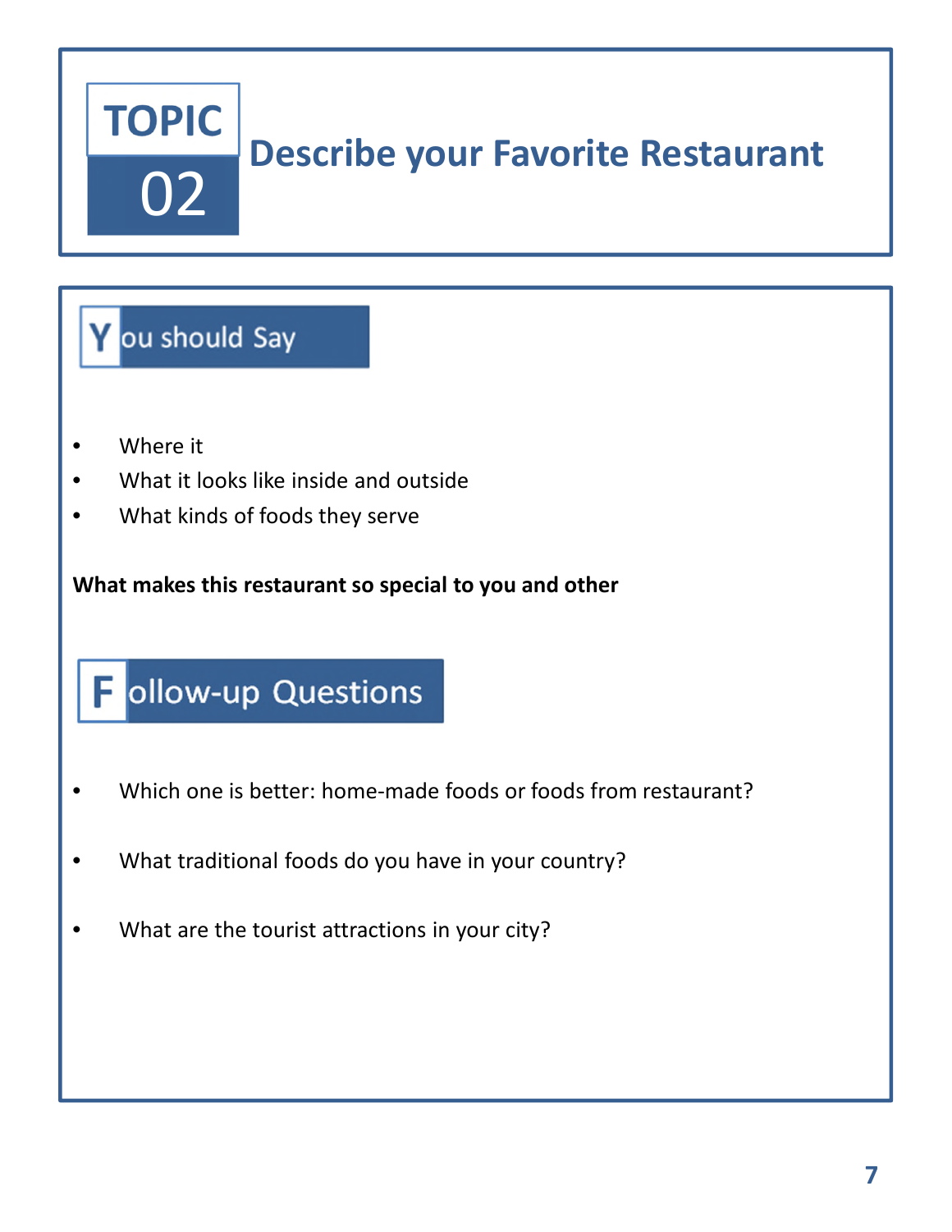# TOPIC 02 Describe your Favorite Restaurant

## You should Say

- Where it
- What it looks like inside and outside
- What kinds of foods they serve

**What makes this restaurant so special to you and other**

## Follow-up Questions

- Which one is better: home-made foods or foods from restaurant?
- What traditional foods do you have in your country?
- What are the tourist attractions in your city?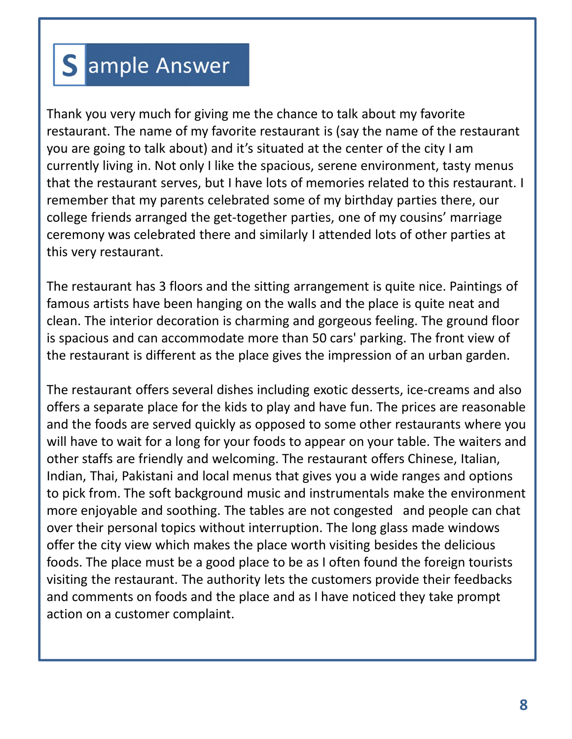## Sample Answer

Thank you very much for giving me the chance to talk about my favorite restaurant. The name of my favorite restaurant is (say the name of the restaurant you are going to talk about) and it's situated at the center of the city I am currently living in. Not only I like the spacious, serene environment, tasty menus that the restaurant serves, but I have lots of memories related to this restaurant. I remember that my parents celebrated some of my birthday parties there, our college friends arranged the get-together parties, one of my cousins' marriage ceremony was celebrated there and similarly I attended lots of other parties at this very restaurant.

The restaurant has 3 floors and the sitting arrangement is quite nice. Paintings of famous artists have been hanging on the walls and the place is quite neat and clean. The interior decoration is charming and gorgeous feeling. The ground floor is spacious and can accommodate more than 50 cars' parking. The front view of the restaurant is different as the place gives the impression of an urban garden.

The restaurant offers several dishes including exotic desserts, ice-creams and also offers a separate place for the kids to play and have fun. The prices are reasonable and the foods are served quickly as opposed to some other restaurants where you will have to wait for a long for your foods to appear on your table. The waiters and other staffs are friendly and welcoming. The restaurant offers Chinese, Italian, Indian, Thai, Pakistani and local menus that gives you a wide ranges and options to pick from. The soft background music and instrumentals make the environment more enjoyable and soothing. The tables are not congested and people can chat over their personal topics without interruption. The long glass made windows offer the city view which makes the place worth visiting besides the delicious foods. The place must be a good place to be as I often found the foreign tourists visiting the restaurant. The authority lets the customers provide their feedbacks and comments on foods and the place and as I have noticed they take prompt action on a customer complaint.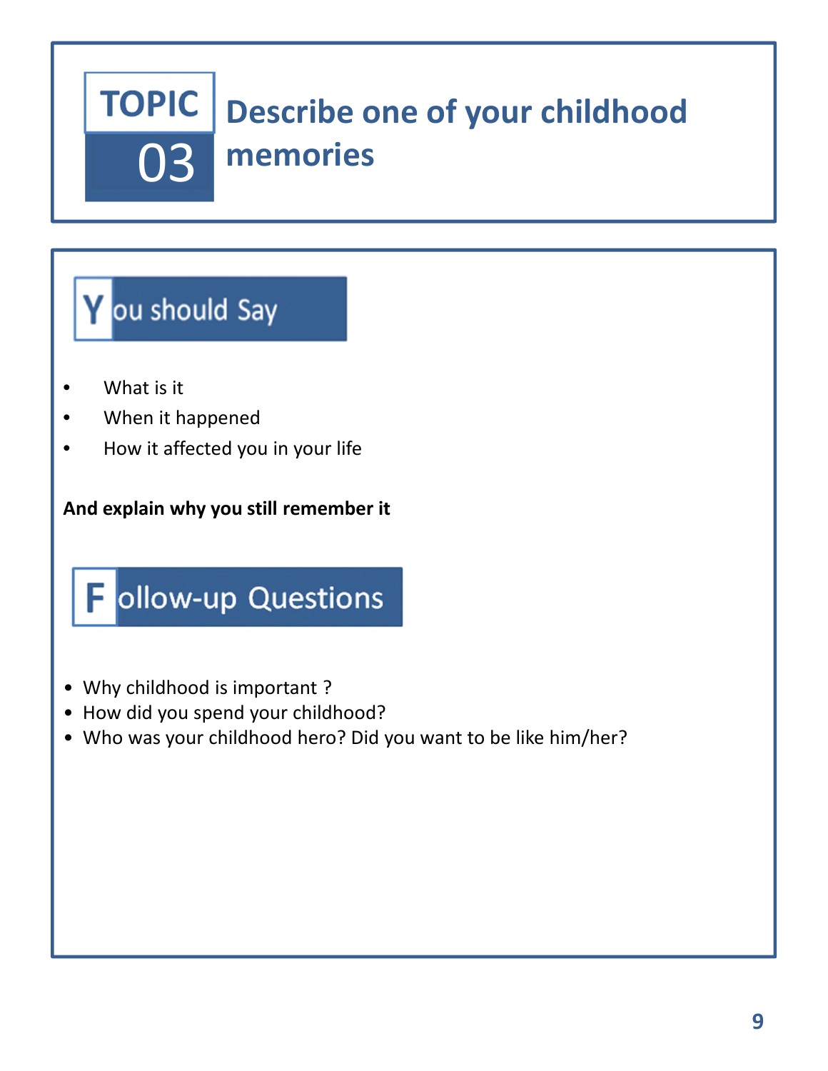# TOPIC 03 Describe one of your childhood memories

## You should Say

- What is it
- When it happened
- How it affected you in your life

**And explain why you still remember it**

## Follow-up Questions

- Why childhood is important ?
- How did you spend your childhood?
- Who was your childhood hero? Did you want to be like him/her?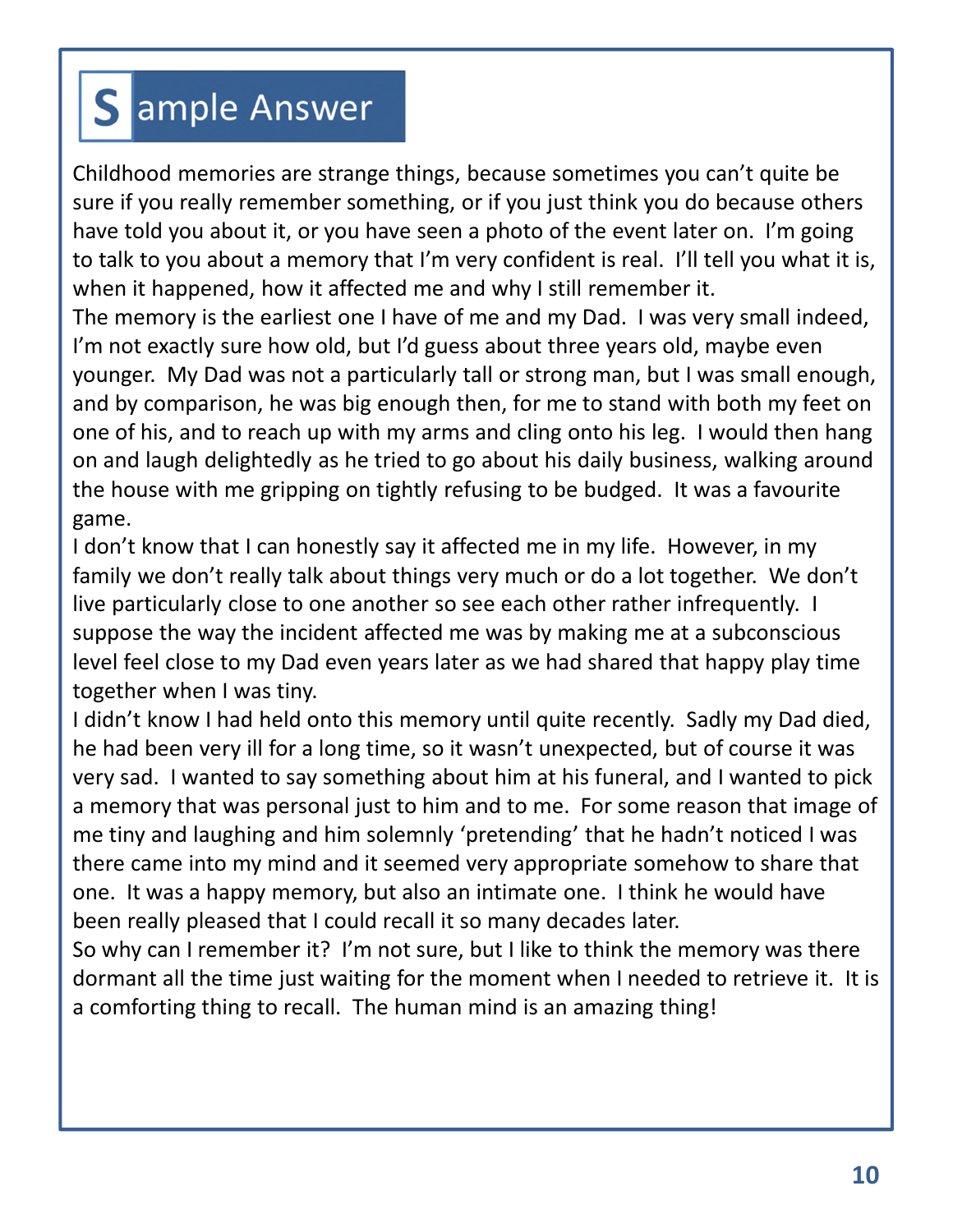# Sample Answer

Childhood memories are strange things, because sometimes you can't quite be sure if you really remember something, or if you just think you do because others have told you about it, or you have seen a photo of the event later on. I'm going to talk to you about a memory that I'm very confident is real. I'll tell you what it is, when it happened, how it affected me and why I still remember it.

The memory is the earliest one I have of me and my Dad. I was very small indeed, I'm not exactly sure how old, but I'd guess about three years old, maybe even younger. My Dad was not a particularly tall or strong man, but I was small enough, and by comparison, he was big enough then, for me to stand with both my feet on one of his, and to reach up with my arms and cling onto his leg. I would then hang on and laugh delightedly as he tried to go about his daily business, walking around the house with me gripping on tightly refusing to be budged. It was a favourite game.

I don't know that I can honestly say it affected me in my life. However, in my family we don't really talk about things very much or do a lot together. We don't live particularly close to one another so see each other rather infrequently. I suppose the way the incident affected me was by making me at a subconscious level feel close to my Dad even years later as we had shared that happy play time together when I was tiny.

I didn't know I had held onto this memory until quite recently. Sadly my Dad died, he had been very ill for a long time, so it wasn't unexpected, but of course it was very sad. I wanted to say something about him at his funeral, and I wanted to pick a memory that was personal just to him and to me. For some reason that image of me tiny and laughing and him solemnly 'pretending' that he hadn't noticed I was there came into my mind and it seemed very appropriate somehow to share that one. It was a happy memory, but also an intimate one. I think he would have been really pleased that I could recall it so many decades later.

So why can I remember it? I'm not sure, but I like to think the memory was there dormant all the time just waiting for the moment when I needed to retrieve it. It is a comforting thing to recall. The human mind is an amazing thing!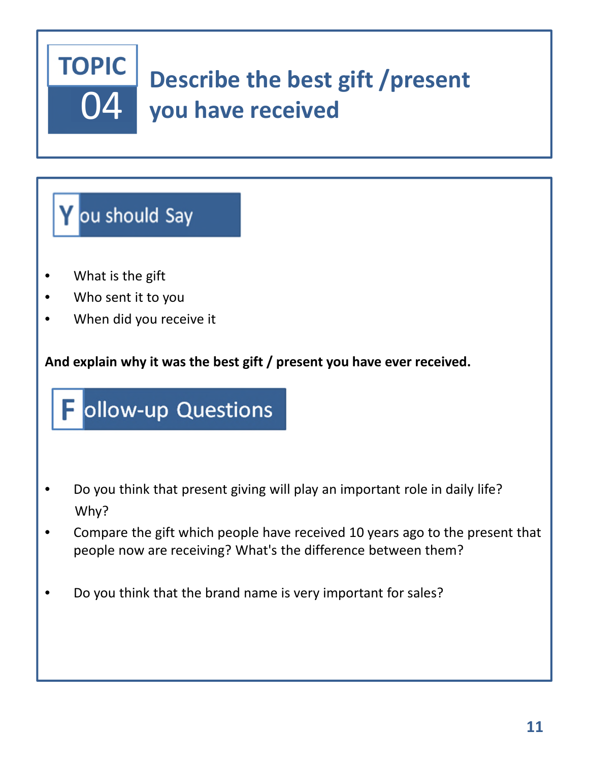# TOPIC 04 Describe the best gift /present you have received

## You should Say

- What is the gift
- Who sent it to you
- When did you receive it

**And explain why it was the best gift / present you have ever received.**

## Follow-up Questions

- Do you think that present giving will play an important role in daily life? Why?
- Compare the gift which people have received 10 years ago to the present that people now are receiving? What's the difference between them?
- Do you think that the brand name is very important for sales?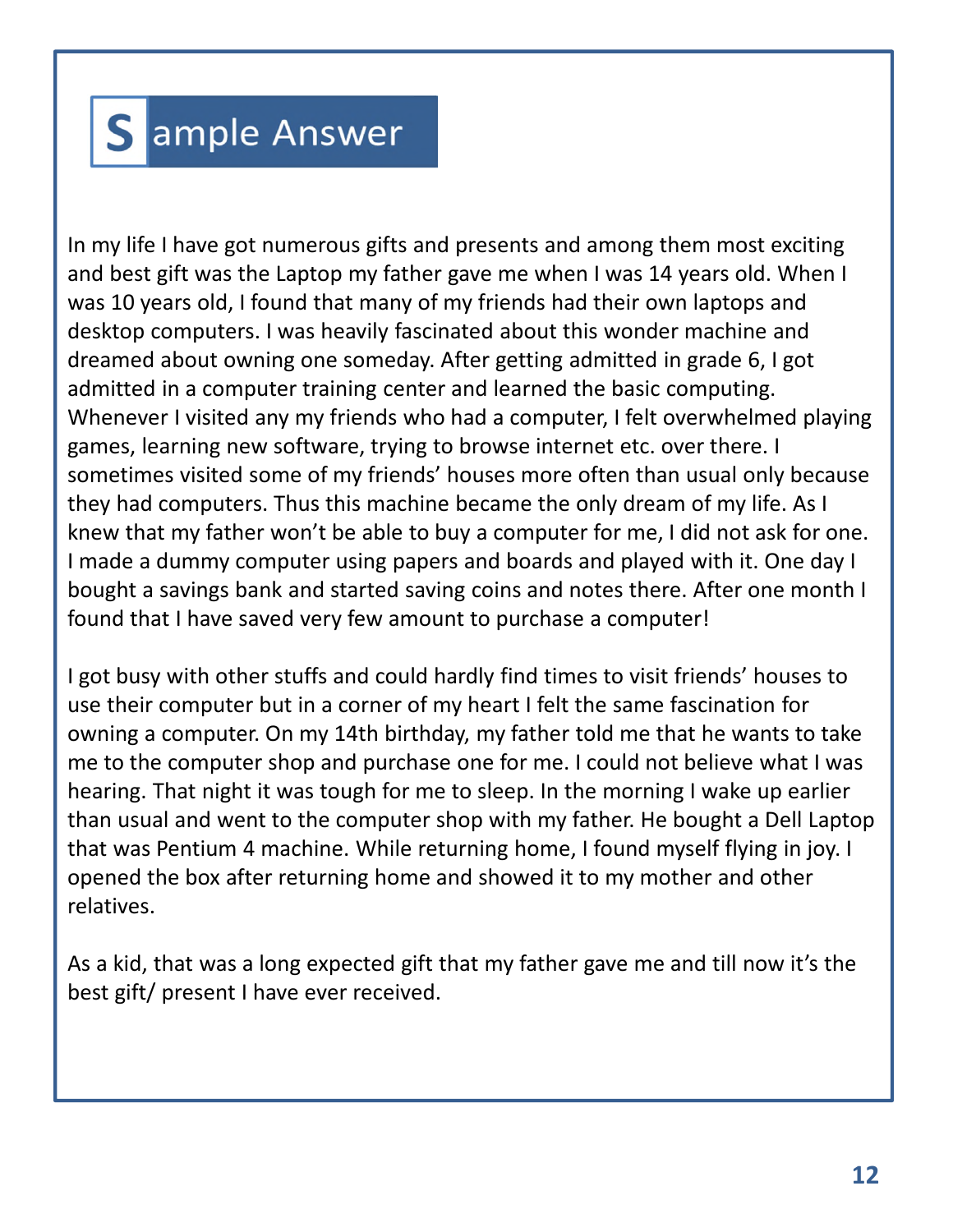## Sample Answer

In my life I have got numerous gifts and presents and among them most exciting and best gift was the Laptop my father gave me when I was 14 years old. When I was 10 years old, I found that many of my friends had their own laptops and desktop computers. I was heavily fascinated about this wonder machine and dreamed about owning one someday. After getting admitted in grade 6, I got admitted in a computer training center and learned the basic computing. Whenever I visited any my friends who had a computer, I felt overwhelmed playing games, learning new software, trying to browse internet etc. over there. I sometimes visited some of my friends' houses more often than usual only because they had computers. Thus this machine became the only dream of my life. As I knew that my father won't be able to buy a computer for me, I did not ask for one. I made a dummy computer using papers and boards and played with it. One day I bought a savings bank and started saving coins and notes there. After one month I found that I have saved very few amount to purchase a computer!

I got busy with other stuffs and could hardly find times to visit friends' houses to use their computer but in a corner of my heart I felt the same fascination for owning a computer. On my 14th birthday, my father told me that he wants to take me to the computer shop and purchase one for me. I could not believe what I was hearing. That night it was tough for me to sleep. In the morning I wake up earlier than usual and went to the computer shop with my father. He bought a Dell Laptop that was Pentium 4 machine. While returning home, I found myself flying in joy. I opened the box after returning home and showed it to my mother and other relatives.

As a kid, that was a long expected gift that my father gave me and till now it's the best gift/ present I have ever received.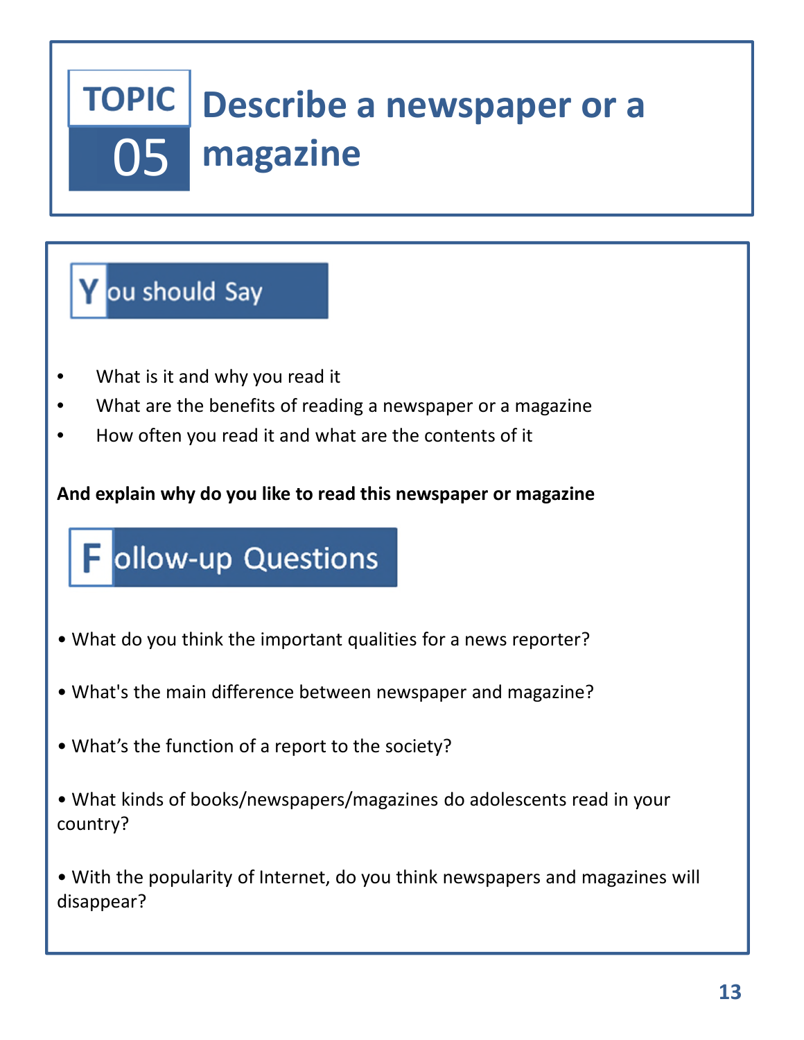# TOPIC 05 Describe a newspaper or a magazine

## You should Say

- What is it and why you read it
- What are the benefits of reading a newspaper or a magazine
- How often you read it and what are the contents of it

**And explain why do you like to read this newspaper or magazine**

## Follow-up Questions

- What do you think the important qualities for a news reporter?
- What's the main difference between newspaper and magazine?
- What's the function of a report to the society?
- What kinds of books/newspapers/magazines do adolescents read in your country?
- With the popularity of Internet, do you think newspapers and magazines will disappear?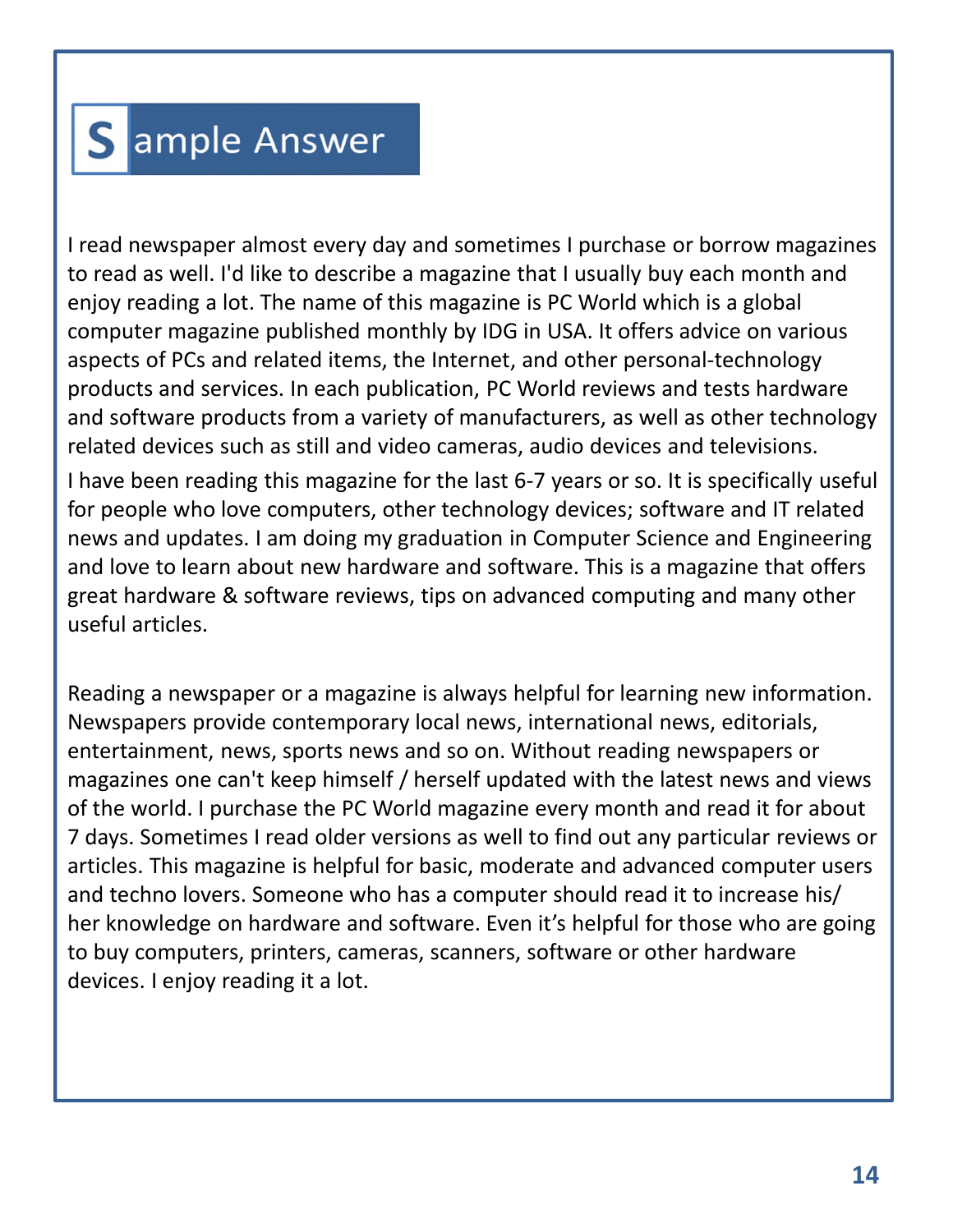## Sample Answer

I read newspaper almost every day and sometimes I purchase or borrow magazines to read as well. I'd like to describe a magazine that I usually buy each month and enjoy reading a lot. The name of this magazine is PC World which is a global computer magazine published monthly by IDG in USA. It offers advice on various aspects of PCs and related items, the Internet, and other personal-technology products and services. In each publication, PC World reviews and tests hardware and software products from a variety of manufacturers, as well as other technology related devices such as still and video cameras, audio devices and televisions.

I have been reading this magazine for the last 6-7 years or so. It is specifically useful for people who love computers, other technology devices; software and IT related news and updates. I am doing my graduation in Computer Science and Engineering and love to learn about new hardware and software. This is a magazine that offers great hardware & software reviews, tips on advanced computing and many other useful articles.

Reading a newspaper or a magazine is always helpful for learning new information. Newspapers provide contemporary local news, international news, editorials, entertainment, news, sports news and so on. Without reading newspapers or magazines one can't keep himself / herself updated with the latest news and views of the world. I purchase the PC World magazine every month and read it for about 7 days. Sometimes I read older versions as well to find out any particular reviews or articles. This magazine is helpful for basic, moderate and advanced computer users and techno lovers. Someone who has a computer should read it to increase his/ her knowledge on hardware and software. Even it's helpful for those who are going to buy computers, printers, cameras, scanners, software or other hardware devices. I enjoy reading it a lot.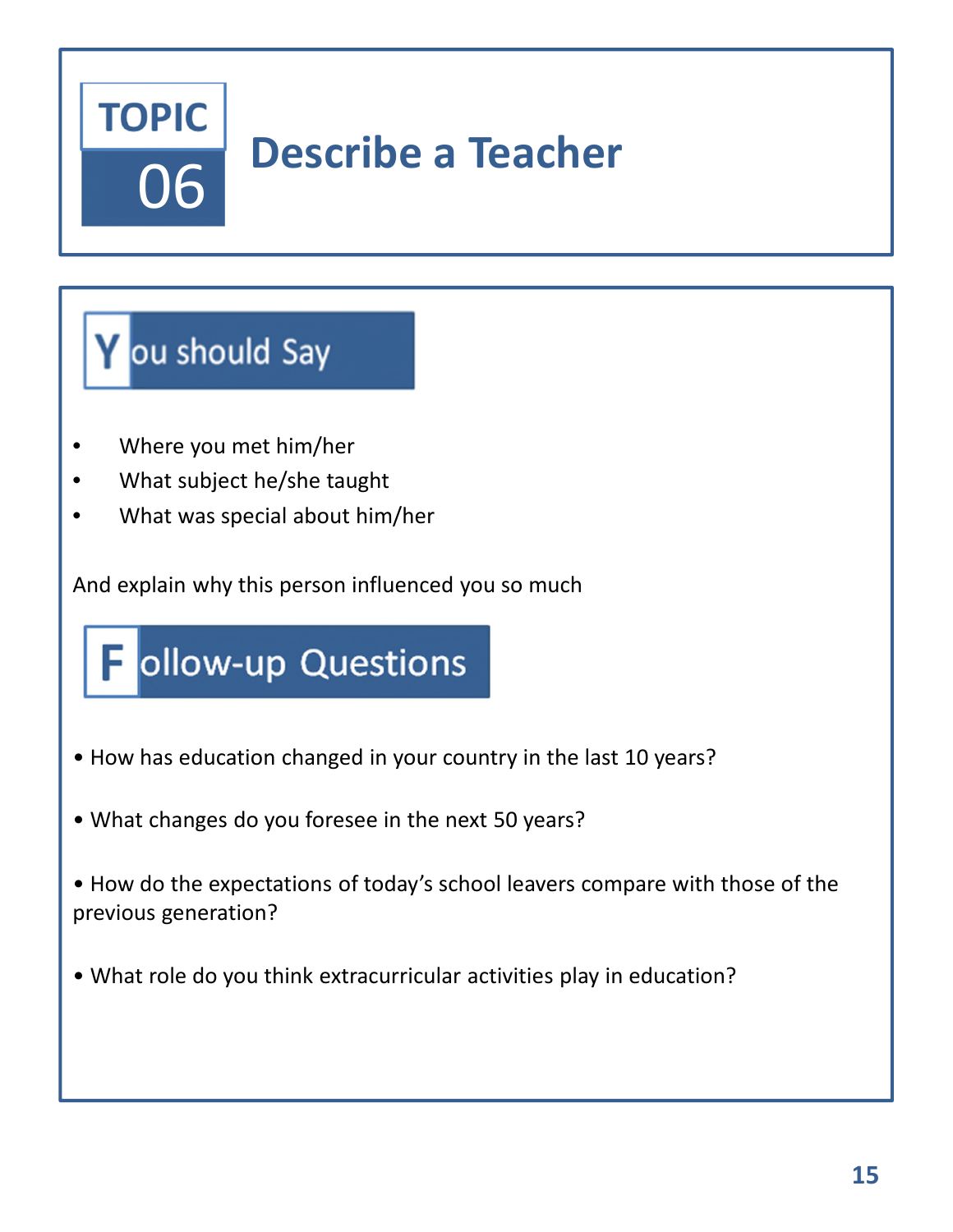# TOPIC 06 Describe a Teacher

## You should Say

- Where you met him/her
- What subject he/she taught
- What was special about him/her

And explain why this person influenced you so much

## Follow-up Questions

- How has education changed in your country in the last 10 years?
- What changes do you foresee in the next 50 years?
- How do the expectations of today's school leavers compare with those of the previous generation?
- What role do you think extracurricular activities play in education?